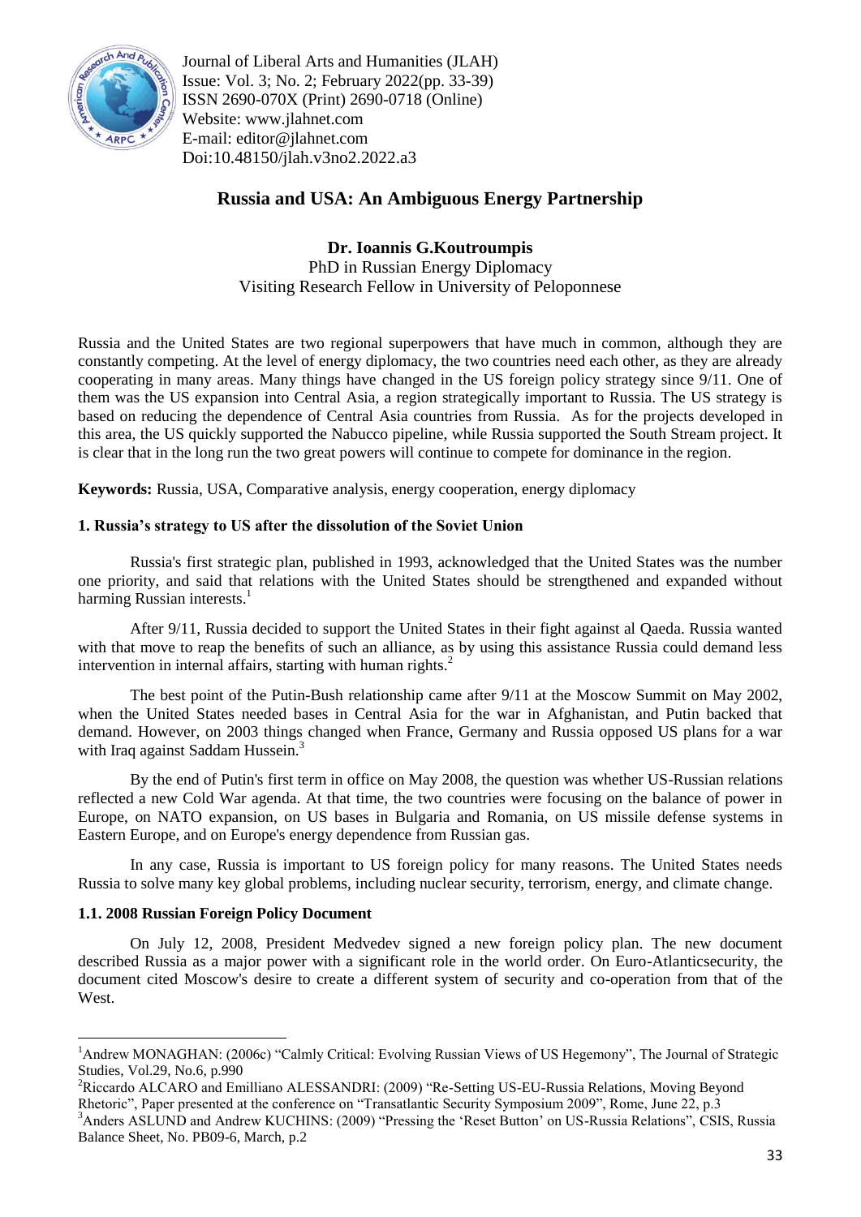Journal of Liberal Arts and Humanities (JLAH)
Issue: Vol. 3; No. 2; February 2022(pp. 33-39)
ISSN 2690-070X (Print) 2690-0718 (Online)
Website: www.jlahnet.com
E-mail: editor@jlahnet.com
Doi:10.48150/jlah.v3no2.2022.a3

# Russia and USA: An Ambiguous Energy Partnership

**Dr. Ioannis G.Koutroumpis**
PhD in Russian Energy Diplomacy
Visiting Research Fellow in University of Peloponnese

Russia and the United States are two regional superpowers that have much in common, although they are constantly competing. At the level of energy diplomacy, the two countries need each other, as they are already cooperating in many areas. Many things have changed in the US foreign policy strategy since 9/11. One of them was the US expansion into Central Asia, a region strategically important to Russia. The US strategy is based on reducing the dependence of Central Asia countries from Russia. As for the projects developed in this area, the US quickly supported the Nabucco pipeline, while Russia supported the South Stream project. It is clear that in the long run the two great powers will continue to compete for dominance in the region.

**Keywords:** Russia, USA, Comparative analysis, energy cooperation, energy diplomacy

## 1. Russia's strategy to US after the dissolution of the Soviet Union

Russia's first strategic plan, published in 1993, acknowledged that the United States was the number one priority, and said that relations with the United States should be strengthened and expanded without harming Russian interests.[1]

After 9/11, Russia decided to support the United States in their fight against al Qaeda. Russia wanted with that move to reap the benefits of such an alliance, as by using this assistance Russia could demand less intervention in internal affairs, starting with human rights.[2]

The best point of the Putin-Bush relationship came after 9/11 at the Moscow Summit on May 2002, when the United States needed bases in Central Asia for the war in Afghanistan, and Putin backed that demand. However, on 2003 things changed when France, Germany and Russia opposed US plans for a war with Iraq against Saddam Hussein.[3]

By the end of Putin's first term in office on May 2008, the question was whether US-Russian relations reflected a new Cold War agenda. At that time, the two countries were focusing on the balance of power in Europe, on NATO expansion, on US bases in Bulgaria and Romania, on US missile defense systems in Eastern Europe, and on Europe's energy dependence from Russian gas.

In any case, Russia is important to US foreign policy for many reasons. The United States needs Russia to solve many key global problems, including nuclear security, terrorism, energy, and climate change.

### 1.1. 2008 Russian Foreign Policy Document

On July 12, 2008, President Medvedev signed a new foreign policy plan. The new document described Russia as a major power with a significant role in the world order. On Euro-Atlanticsecurity, the document cited Moscow's desire to create a different system of security and co-operation from that of the West.

---

[1] Andrew MONAGHAN: (2006c) "Calmly Critical: Evolving Russian Views of US Hegemony", The Journal of Strategic Studies, Vol.29, No.6, p.990

[2] Riccardo ALCARO and Emilliano ALESSANDRI: (2009) "Re-Setting US-EU-Russia Relations, Moving Beyond Rhetoric", Paper presented at the conference on "Transatlantic Security Symposium 2009", Rome, June 22, p.3

[3] Anders ASLUND and Andrew KUCHINS: (2009) "Pressing the 'Reset Button' on US-Russia Relations", CSIS, Russia Balance Sheet, No. PB09-6, March, p.2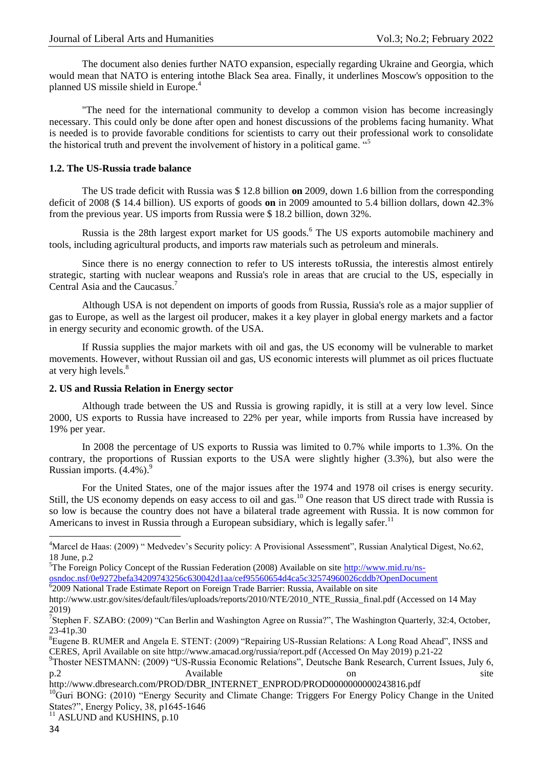The document also denies further NATO expansion, especially regarding Ukraine and Georgia, which would mean that NATO is entering intothe Black Sea area. Finally, it underlines Moscow's opposition to the planned US missile shield in Europe.[4]

"The need for the international community to develop a common vision has become increasingly necessary. This could only be done after open and honest discussions of the problems facing humanity. What is needed is to provide favorable conditions for scientists to carry out their professional work to consolidate the historical truth and prevent the involvement of history in a political game. "[5]

### 1.2. The US-Russia trade balance

The US trade deficit with Russia was $ 12.8 billion **on** 2009, down 1.6 billion from the corresponding deficit of 2008 ($ 14.4 billion). US exports of goods **on** in 2009 amounted to 5.4 billion dollars, down 42.3% from the previous year. US imports from Russia were $ 18.2 billion, down 32%.

Russia is the 28th largest export market for US goods.[6] The US exports automobile machinery and tools, including agricultural products, and imports raw materials such as petroleum and minerals.

Since there is no energy connection to refer to US interests toRussia, the interestis almost entirely strategic, starting with nuclear weapons and Russia's role in areas that are crucial to the US, especially in Central Asia and the Caucasus.[7]

Although USA is not dependent on imports of goods from Russia, Russia's role as a major supplier of gas to Europe, as well as the largest oil producer, makes it a key player in global energy markets and a factor in energy security and economic growth. of the USA.

If Russia supplies the major markets with oil and gas, the US economy will be vulnerable to market movements. However, without Russian oil and gas, US economic interests will plummet as oil prices fluctuate at very high levels.[8]

## 2. US and Russia Relation in Energy sector

Although trade between the US and Russia is growing rapidly, it is still at a very low level. Since 2000, US exports to Russia have increased to 22% per year, while imports from Russia have increased by 19% per year.

In 2008 the percentage of US exports to Russia was limited to 0.7% while imports to 1.3%. On the contrary, the proportions of Russian exports to the USA were slightly higher (3.3%), but also were the Russian imports. (4.4%).[9]

For the United States, one of the major issues after the 1974 and 1978 oil crises is energy security. Still, the US economy depends on easy access to oil and gas.[10] One reason that US direct trade with Russia is so low is because the country does not have a bilateral trade agreement with Russia. It is now common for Americans to invest in Russia through a European subsidiary, which is legally safer.[11]

---

[4] Marcel de Haas: (2009) " Medvedev's Security policy: A Provisional Assessment", Russian Analytical Digest, No.62, 18 June, p.2

[5] The Foreign Policy Concept of the Russian Federation (2008) Available on site http://www.mid.ru/ns-osndoc.nsf/0e9272befa34209743256c630042d1aa/cef95560654d4ca5c32574960026cddb?OpenDocument

[6] 2009 National Trade Estimate Report on Foreign Trade Barrier: Russia, Available on site http://www.ustr.gov/sites/default/files/uploads/reports/2010/NTE/2010_NTE_Russia_final.pdf (Accessed on 14 May 2019)

[7] Stephen F. SZABO: (2009) "Can Berlin and Washington Agree on Russia?", The Washington Quarterly, 32:4, October, 23-41p.30

[8] Eugene B. RUMER and Angela E. STENT: (2009) "Repairing US-Russian Relations: A Long Road Ahead", INSS and CERES, April Available on site http://www.amacad.org/russia/report.pdf (Accessed On May 2019) p.21-22

[9] Thoster NESTMANN: (2009) "US-Russia Economic Relations", Deutsche Bank Research, Current Issues, July 6, p.2 Available on site http://www.dbresearch.com/PROD/DBR_INTERNET_ENPROD/PROD0000000000243816.pdf

[10] Guri BONG: (2010) "Energy Security and Climate Change: Triggers For Energy Policy Change in the United States?", Energy Policy, 38, p1645-1646

[11] ASLUND and KUSHINS, p.10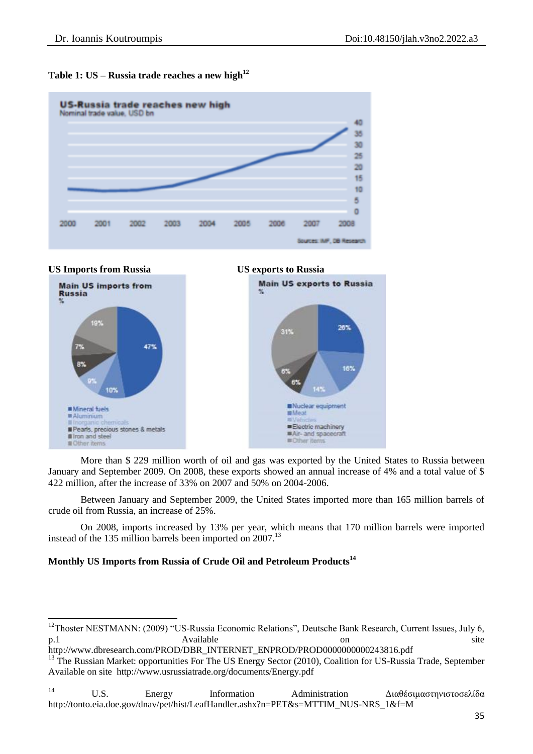**Table 1: US – Russia trade reaches a new high[12]**

**US Imports from Russia** **US exports to Russia**

More than $ 229 million worth of oil and gas was exported by the United States to Russia between January and September 2009. On 2008, these exports showed an annual increase of 4% and a total value of $ 422 million, after the increase of 33% on 2007 and 50% on 2004-2006.

Between January and September 2009, the United States imported more than 165 million barrels of crude oil from Russia, an increase of 25%.

On 2008, imports increased by 13% per year, which means that 170 million barrels were imported instead of the 135 million barrels been imported on 2007.[13]

**Monthly US Imports from Russia of Crude Oil and Petroleum Products[14]**

---

[12] Thoster NESTMANN: (2009) "US-Russia Economic Relations", Deutsche Bank Research, Current Issues, July 6, p.1 Available on site http://www.dbresearch.com/PROD/DBR_INTERNET_ENPROD/PROD0000000000243816.pdf

[13] The Russian Market: opportunities For The US Energy Sector (2010), Coalition for US-Russia Trade, September Available on site http://www.usrussiatrade.org/documents/Energy.pdf

[14] U.S. Energy Information Administration Διαθέσιμαστηνιστοσελίδα http://tonto.eia.doe.gov/dnav/pet/hist/LeafHandler.ashx?n=PET&s=MTTIM_NUS-NRS_1&f=M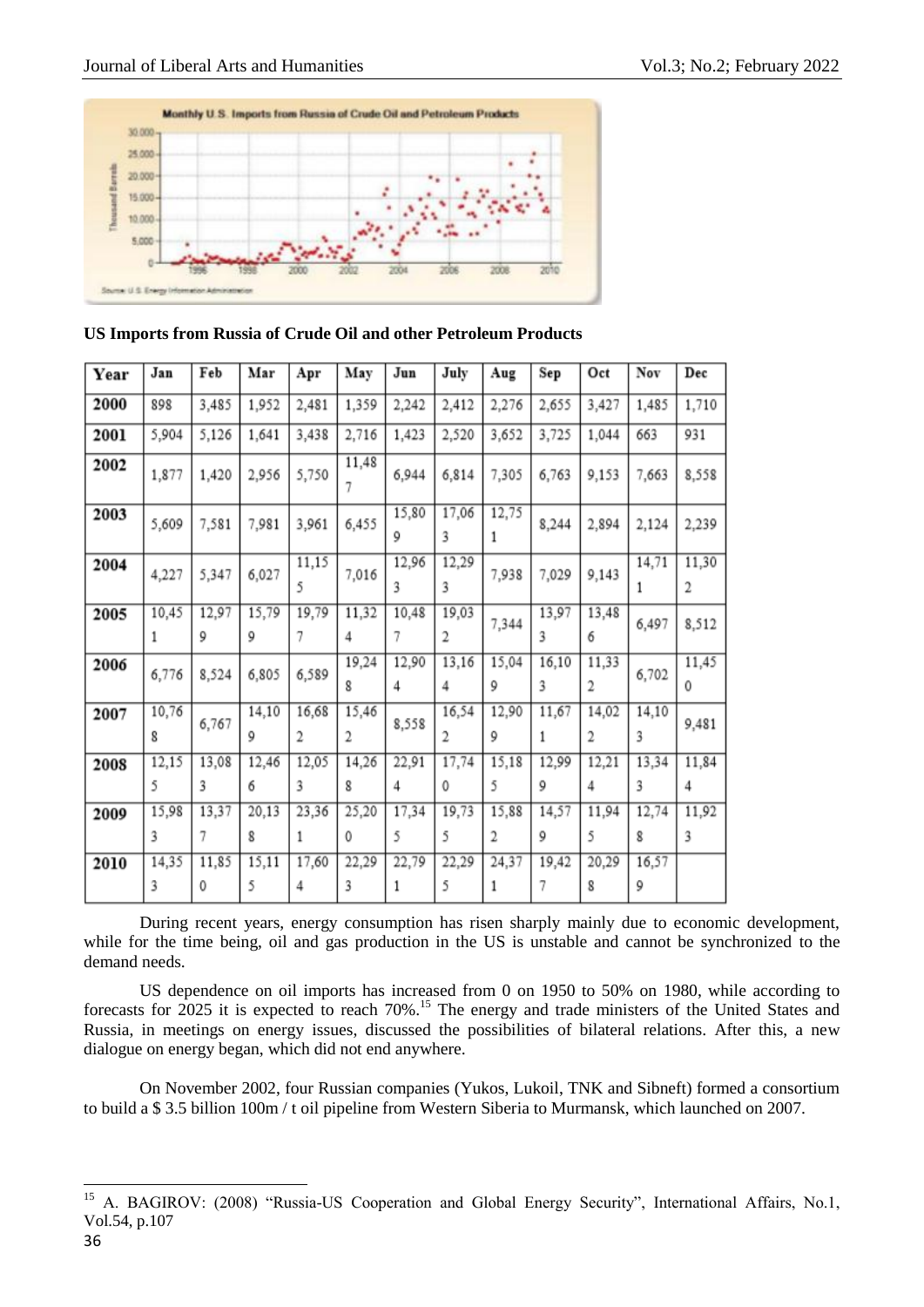**US Imports from Russia of Crude Oil and other Petroleum Products**

| Year | Jan | Feb | Mar | Apr | May | Jun | July | Aug | Sep | Oct | Nov | Dec |
|---|---|---|---|---|---|---|---|---|---|---|---|---|
| 2000 | 898 | 3,485 | 1,952 | 2,481 | 1,359 | 2,242 | 2,412 | 2,276 | 2,655 | 3,427 | 1,485 | 1,710 |
| 2001 | 5,904 | 5,126 | 1,641 | 3,438 | 2,716 | 1,423 | 2,520 | 3,652 | 3,725 | 1,044 | 663 | 931 |
| 2002 | 1,877 | 1,420 | 2,956 | 5,750 | 11,487 | 6,944 | 6,814 | 7,305 | 6,763 | 9,153 | 7,663 | 8,558 |
| 2003 | 5,609 | 7,581 | 7,981 | 3,961 | 6,455 | 15,809 | 17,063 | 12,751 | 8,244 | 2,894 | 2,124 | 2,239 |
| 2004 | 4,227 | 5,347 | 6,027 | 11,155 | 7,016 | 12,963 | 12,293 | 7,938 | 7,029 | 9,143 | 14,711 | 11,302 |
| 2005 | 10,451 | 12,979 | 15,799 | 19,797 | 11,324 | 10,487 | 19,032 | 7,344 | 13,973 | 13,486 | 6,497 | 8,512 |
| 2006 | 6,776 | 8,524 | 6,805 | 6,589 | 19,248 | 12,904 | 13,164 | 15,049 | 16,103 | 11,332 | 6,702 | 11,450 |
| 2007 | 10,768 | 6,767 | 14,109 | 16,682 | 15,462 | 8,558 | 16,542 | 12,909 | 11,671 | 14,022 | 14,103 | 9,481 |
| 2008 | 12,155 | 13,083 | 12,466 | 12,053 | 14,268 | 22,914 | 17,740 | 15,185 | 12,999 | 12,214 | 13,343 | 11,844 |
| 2009 | 15,983 | 13,377 | 20,138 | 23,361 | 25,200 | 17,345 | 19,735 | 15,882 | 14,579 | 11,945 | 12,748 | 11,923 |
| 2010 | 14,353 | 11,850 | 15,115 | 17,604 | 22,293 | 22,791 | 22,295 | 24,371 | 19,427 | 20,298 | 16,579 | |

During recent years, energy consumption has risen sharply mainly due to economic development, while for the time being, oil and gas production in the US is unstable and cannot be synchronized to the demand needs.

US dependence on oil imports has increased from 0 on 1950 to 50% on 1980, while according to forecasts for 2025 it is expected to reach 70%.[15] The energy and trade ministers of the United States and Russia, in meetings on energy issues, discussed the possibilities of bilateral relations. After this, a new dialogue on energy began, which did not end anywhere.

On November 2002, four Russian companies (Yukos, Lukoil, TNK and Sibneft) formed a consortium to build a $ 3.5 billion 100m / t oil pipeline from Western Siberia to Murmansk, which launched on 2007.

---

[15] A. BAGIROV: (2008) "Russia-US Cooperation and Global Energy Security", International Affairs, No.1, Vol.54, p.107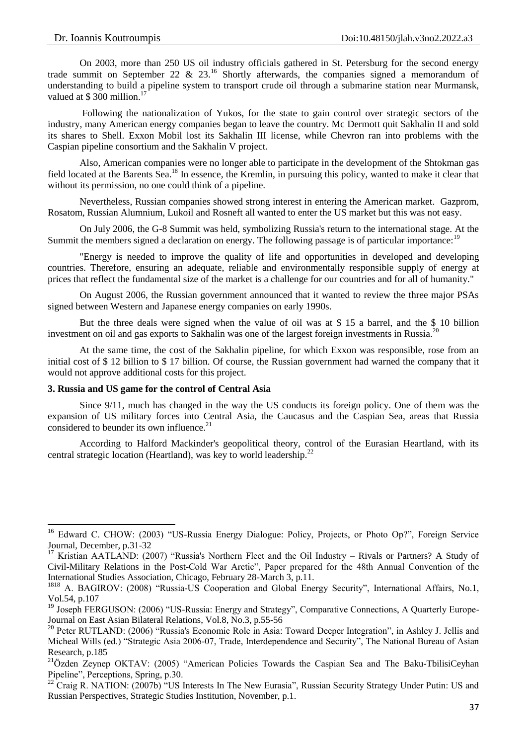On 2003, more than 250 US oil industry officials gathered in St. Petersburg for the second energy trade summit on September 22 & 23.[16] Shortly afterwards, the companies signed a memorandum of understanding to build a pipeline system to transport crude oil through a submarine station near Murmansk, valued at $ 300 million.[17]

Following the nationalization of Yukos, for the state to gain control over strategic sectors of the industry, many American energy companies began to leave the country. Mc Dermott quit Sakhalin II and sold its shares to Shell. Exxon Mobil lost its Sakhalin III license, while Chevron ran into problems with the Caspian pipeline consortium and the Sakhalin V project.

Also, American companies were no longer able to participate in the development of the Shtokman gas field located at the Barents Sea.[18] In essence, the Kremlin, in pursuing this policy, wanted to make it clear that without its permission, no one could think of a pipeline.

Nevertheless, Russian companies showed strong interest in entering the American market. Gazprom, Rosatom, Russian Alumnium, Lukoil and Rosneft all wanted to enter the US market but this was not easy.

On July 2006, the G-8 Summit was held, symbolizing Russia's return to the international stage. At the Summit the members signed a declaration on energy. The following passage is of particular importance:[19]

"Energy is needed to improve the quality of life and opportunities in developed and developing countries. Therefore, ensuring an adequate, reliable and environmentally responsible supply of energy at prices that reflect the fundamental size of the market is a challenge for our countries and for all of humanity."

On August 2006, the Russian government announced that it wanted to review the three major PSAs signed between Western and Japanese energy companies on early 1990s.

But the three deals were signed when the value of oil was at $ 15 a barrel, and the $ 10 billion investment on oil and gas exports to Sakhalin was one of the largest foreign investments in Russia.[20]

At the same time, the cost of the Sakhalin pipeline, for which Exxon was responsible, rose from an initial cost of $ 12 billion to $ 17 billion. Of course, the Russian government had warned the company that it would not approve additional costs for this project.

### 3. Russia and US game for the control of Central Asia

Since 9/11, much has changed in the way the US conducts its foreign policy. One of them was the expansion of US military forces into Central Asia, the Caucasus and the Caspian Sea, areas that Russia considered to beunder its own influence.[21]

According to Halford Mackinder's geopolitical theory, control of the Eurasian Heartland, with its central strategic location (Heartland), was key to world leadership.[22]

---

[16] Edward C. CHOW: (2003) "US-Russia Energy Dialogue: Policy, Projects, or Photo Op?", Foreign Service Journal, December, p.31-32

[17] Kristian AATLAND: (2007) "Russia's Northern Fleet and the Oil Industry – Rivals or Partners? A Study of Civil-Military Relations in the Post-Cold War Arctic", Paper prepared for the 48th Annual Convention of the International Studies Association, Chicago, February 28-March 3, p.11.

[1818] A. BAGIROV: (2008) "Russia-US Cooperation and Global Energy Security", International Affairs, No.1, Vol.54, p.107

[19] Joseph FERGUSON: (2006) "US-Russia: Energy and Strategy", Comparative Connections, A Quarterly Europe-Journal on East Asian Bilateral Relations, Vol.8, No.3, p.55-56

[20] Peter RUTLAND: (2006) "Russia's Economic Role in Asia: Toward Deeper Integration", in Ashley J. Jellis and Micheal Wills (ed.) "Strategic Asia 2006-07, Trade, Interdependence and Security", The National Bureau of Asian Research, p.185

[21] Özden Zeynep OKTAV: (2005) "American Policies Towards the Caspian Sea and The Baku-TbilisiCeyhan Pipeline", Perceptions, Spring, p.30.

[22] Craig R. NATION: (2007b) "US Interests In The New Eurasia", Russian Security Strategy Under Putin: US and Russian Perspectives, Strategic Studies Institution, November, p.1.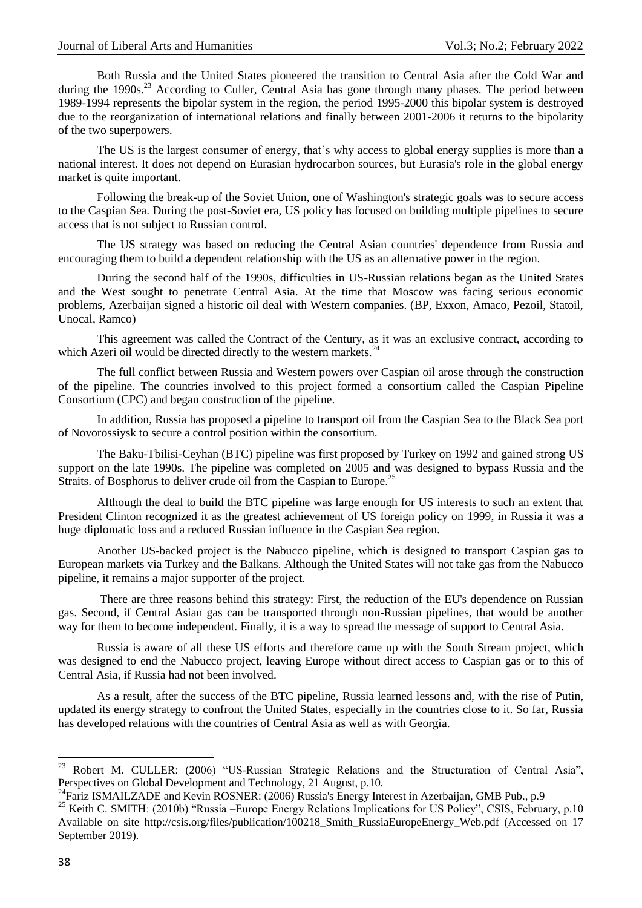Both Russia and the United States pioneered the transition to Central Asia after the Cold War and during the 1990s.[23] According to Culler, Central Asia has gone through many phases. The period between 1989-1994 represents the bipolar system in the region, the period 1995-2000 this bipolar system is destroyed due to the reorganization of international relations and finally between 2001-2006 it returns to the bipolarity of the two superpowers.

The US is the largest consumer of energy, that's why access to global energy supplies is more than a national interest. It does not depend on Eurasian hydrocarbon sources, but Eurasia's role in the global energy market is quite important.

Following the break-up of the Soviet Union, one of Washington's strategic goals was to secure access to the Caspian Sea. During the post-Soviet era, US policy has focused on building multiple pipelines to secure access that is not subject to Russian control.

The US strategy was based on reducing the Central Asian countries' dependence from Russia and encouraging them to build a dependent relationship with the US as an alternative power in the region.

During the second half of the 1990s, difficulties in US-Russian relations began as the United States and the West sought to penetrate Central Asia. At the time that Moscow was facing serious economic problems, Azerbaijan signed a historic oil deal with Western companies. (BP, Exxon, Amaco, Pezoil, Statoil, Unocal, Ramco)

This agreement was called the Contract of the Century, as it was an exclusive contract, according to which Azeri oil would be directed directly to the western markets.[24]

The full conflict between Russia and Western powers over Caspian oil arose through the construction of the pipeline. The countries involved to this project formed a consortium called the Caspian Pipeline Consortium (CPC) and began construction of the pipeline.

In addition, Russia has proposed a pipeline to transport oil from the Caspian Sea to the Black Sea port of Novorossiysk to secure a control position within the consortium.

The Baku-Tbilisi-Ceyhan (BTC) pipeline was first proposed by Turkey on 1992 and gained strong US support on the late 1990s. The pipeline was completed on 2005 and was designed to bypass Russia and the Straits. of Bosphorus to deliver crude oil from the Caspian to Europe.[25]

Although the deal to build the BTC pipeline was large enough for US interests to such an extent that President Clinton recognized it as the greatest achievement of US foreign policy on 1999, in Russia it was a huge diplomatic loss and a reduced Russian influence in the Caspian Sea region.

Another US-backed project is the Nabucco pipeline, which is designed to transport Caspian gas to European markets via Turkey and the Balkans. Although the United States will not take gas from the Nabucco pipeline, it remains a major supporter of the project.

There are three reasons behind this strategy: First, the reduction of the EU's dependence on Russian gas. Second, if Central Asian gas can be transported through non-Russian pipelines, that would be another way for them to become independent. Finally, it is a way to spread the message of support to Central Asia.

Russia is aware of all these US efforts and therefore came up with the South Stream project, which was designed to end the Nabucco project, leaving Europe without direct access to Caspian gas or to this of Central Asia, if Russia had not been involved.

As a result, after the success of the BTC pipeline, Russia learned lessons and, with the rise of Putin, updated its energy strategy to confront the United States, especially in the countries close to it. So far, Russia has developed relations with the countries of Central Asia as well as with Georgia.

---

[23] Robert M. CULLER: (2006) "US-Russian Strategic Relations and the Structuration of Central Asia", Perspectives on Global Development and Technology, 21 August, p.10.

[24] Fariz ISMAILZADE and Kevin ROSNER: (2006) Russia's Energy Interest in Azerbaijan, GMB Pub., p.9

[25] Keith C. SMITH: (2010b) "Russia –Europe Energy Relations Implications for US Policy", CSIS, February, p.10 Available on site http://csis.org/files/publication/100218_Smith_RussiaEuropeEnergy_Web.pdf (Accessed on 17 September 2019).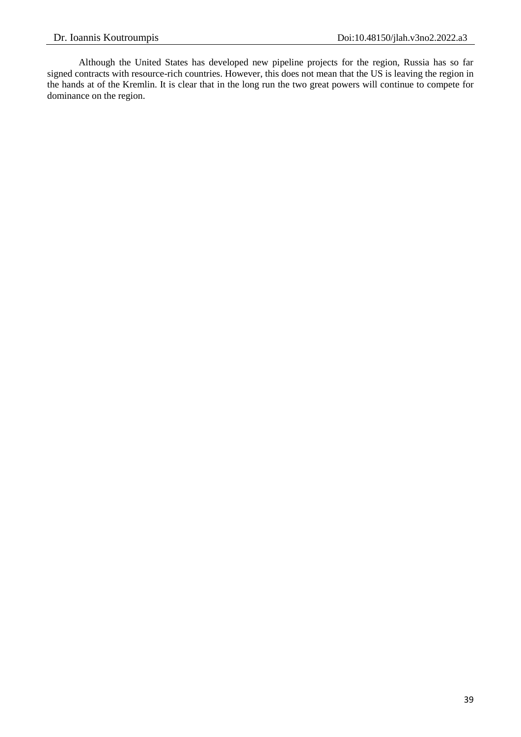Although the United States has developed new pipeline projects for the region, Russia has so far signed contracts with resource-rich countries. However, this does not mean that the US is leaving the region in the hands at of the Kremlin. It is clear that in the long run the two great powers will continue to compete for dominance on the region.